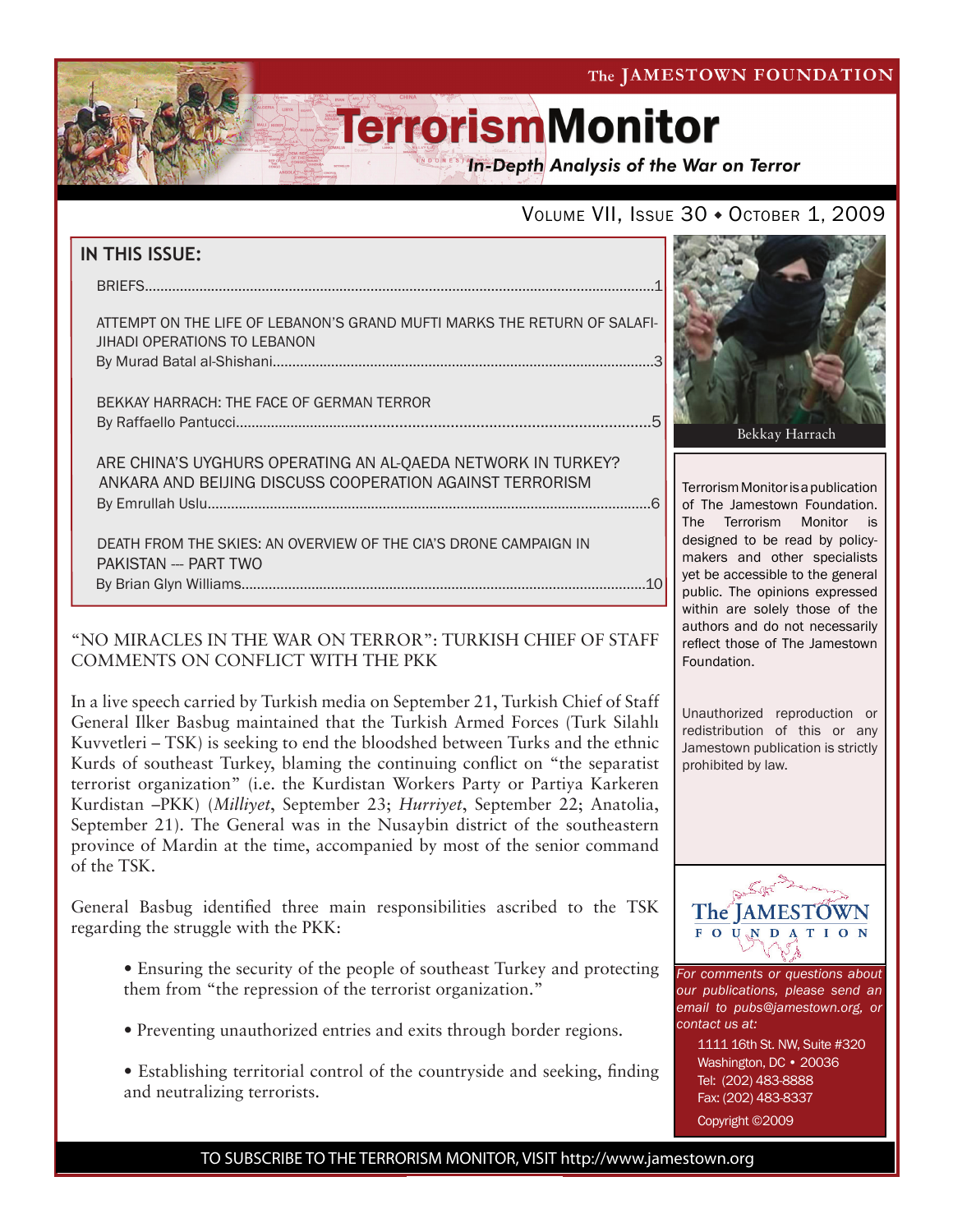The JAMESTOWN FOUNDATION

# TerrorismMonitor

*In-Depth Analysis of the War on Terror*

VOLUME VII, ISSUE 30 ♦ OCTOBER 1, 2009

## IN THIS ISSUE:

BRIEFS....................1

ATTEMPT ON THE LIFE OF LEBANON'S GRAND MUFTI MARKS THE RETURN OF SALAFI-JIHADI OPERATIONS TO LEBANON
By Murad Batal al-Shishani....................3

BEKKAY HARRACH: THE FACE OF GERMAN TERROR
By Raffaello Pantucci....................5

ARE CHINA'S UYGHURS OPERATING AN AL-QAEDA NETWORK IN TURKEY? ANKARA AND BEIJING DISCUSS COOPERATION AGAINST TERRORISM
By Emrullah Uslu....................6

DEATH FROM THE SKIES: AN OVERVIEW OF THE CIA'S DRONE CAMPAIGN IN PAKISTAN --- PART TWO
By Brian Glyn Williams....................10

Bekkay Harrach

Terrorism Monitor is a publication of The Jamestown Foundation. The Terrorism Monitor is designed to be read by policy-makers and other specialists yet be accessible to the general public. The opinions expressed within are solely those of the authors and do not necessarily reflect those of The Jamestown Foundation.

Unauthorized reproduction or redistribution of this or any Jamestown publication is strictly prohibited by law.

## "NO MIRACLES IN THE WAR ON TERROR": TURKISH CHIEF OF STAFF COMMENTS ON CONFLICT WITH THE PKK

In a live speech carried by Turkish media on September 21, Turkish Chief of Staff General Ilker Basbug maintained that the Turkish Armed Forces (Turk Silahlı Kuvvetleri – TSK) is seeking to end the bloodshed between Turks and the ethnic Kurds of southeast Turkey, blaming the continuing conflict on "the separatist terrorist organization" (i.e. the Kurdistan Workers Party or Partiya Karkeren Kurdistan –PKK) (*Milliyet*, September 23; *Hurriyet*, September 22; Anatolia, September 21). The General was in the Nusaybin district of the southeastern province of Mardin at the time, accompanied by most of the senior command of the TSK.

General Basbug identified three main responsibilities ascribed to the TSK regarding the struggle with the PKK:

- Ensuring the security of the people of southeast Turkey and protecting them from "the repression of the terrorist organization."
- Preventing unauthorized entries and exits through border regions.
- Establishing territorial control of the countryside and seeking, finding and neutralizing terrorists.

The JAMESTOWN FOUNDATION

*For comments or questions about our publications, please send an email to pubs@jamestown.org, or contact us at:*

1111 16th St. NW, Suite #320
Washington, DC • 20036
Tel: (202) 483-8888
Fax: (202) 483-8337
Copyright ©2009

TO SUBSCRIBE TO THE TERRORISM MONITOR, VISIT http://www.jamestown.org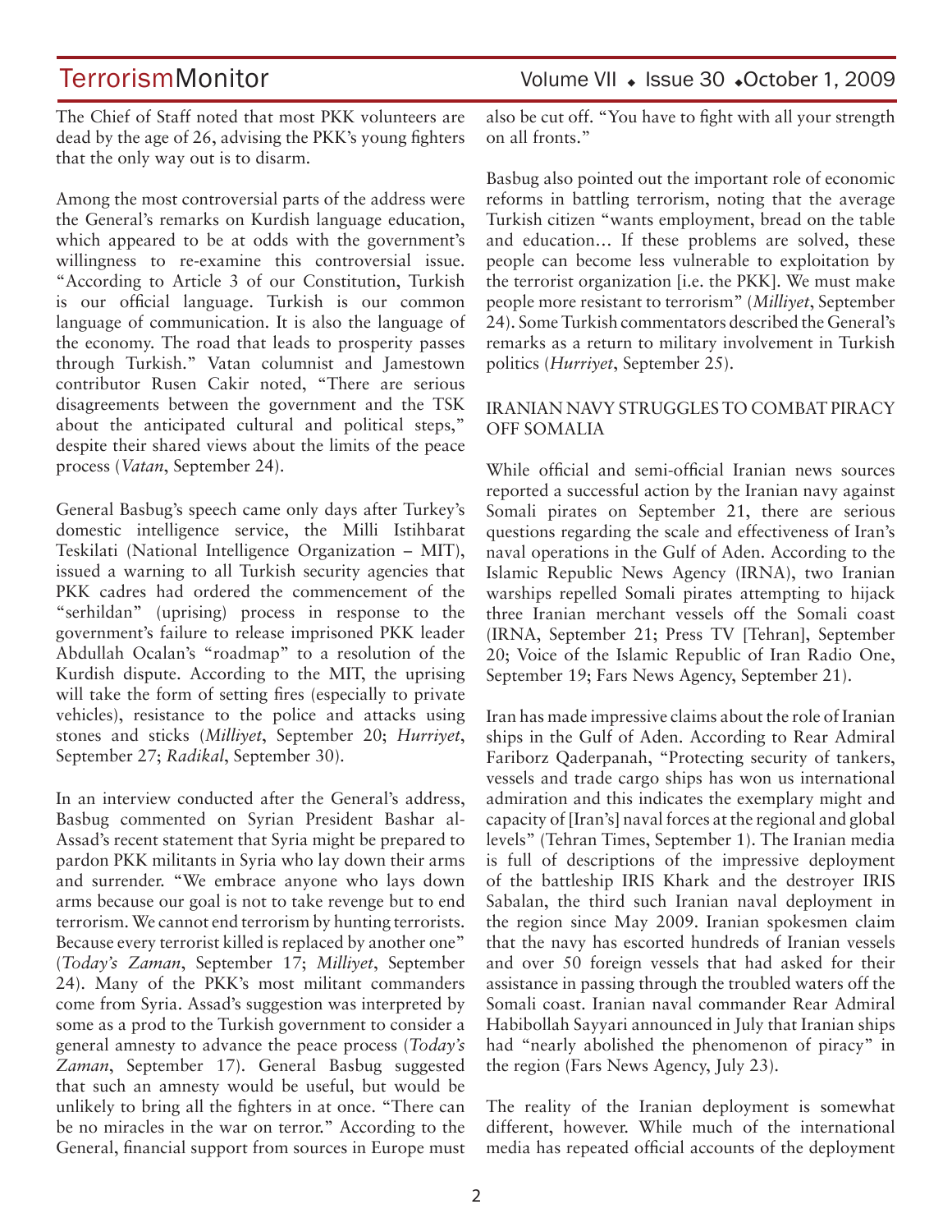The Chief of Staff noted that most PKK volunteers are dead by the age of 26, advising the PKK's young fighters that the only way out is to disarm.

Among the most controversial parts of the address were the General's remarks on Kurdish language education, which appeared to be at odds with the government's willingness to re-examine this controversial issue. "According to Article 3 of our Constitution, Turkish is our official language. Turkish is our common language of communication. It is also the language of the economy. The road that leads to prosperity passes through Turkish." Vatan columnist and Jamestown contributor Rusen Cakir noted, "There are serious disagreements between the government and the TSK about the anticipated cultural and political steps," despite their shared views about the limits of the peace process (*Vatan*, September 24).

General Basbug's speech came only days after Turkey's domestic intelligence service, the Milli Istihbarat Teskilati (National Intelligence Organization – MIT), issued a warning to all Turkish security agencies that PKK cadres had ordered the commencement of the "serhildan" (uprising) process in response to the government's failure to release imprisoned PKK leader Abdullah Ocalan's "roadmap" to a resolution of the Kurdish dispute. According to the MIT, the uprising will take the form of setting fires (especially to private vehicles), resistance to the police and attacks using stones and sticks (*Milliyet*, September 20; *Hurriyet*, September 27; *Radikal*, September 30).

In an interview conducted after the General's address, Basbug commented on Syrian President Bashar al-Assad's recent statement that Syria might be prepared to pardon PKK militants in Syria who lay down their arms and surrender. "We embrace anyone who lays down arms because our goal is not to take revenge but to end terrorism. We cannot end terrorism by hunting terrorists. Because every terrorist killed is replaced by another one" (*Today's Zaman*, September 17; *Milliyet*, September 24). Many of the PKK's most militant commanders come from Syria. Assad's suggestion was interpreted by some as a prod to the Turkish government to consider a general amnesty to advance the peace process (*Today's Zaman*, September 17). General Basbug suggested that such an amnesty would be useful, but would be unlikely to bring all the fighters in at once. "There can be no miracles in the war on terror." According to the General, financial support from sources in Europe must also be cut off. "You have to fight with all your strength on all fronts."

Basbug also pointed out the important role of economic reforms in battling terrorism, noting that the average Turkish citizen "wants employment, bread on the table and education… If these problems are solved, these people can become less vulnerable to exploitation by the terrorist organization [i.e. the PKK]. We must make people more resistant to terrorism" (*Milliyet*, September 24). Some Turkish commentators described the General's remarks as a return to military involvement in Turkish politics (*Hurriyet*, September 25).

## IRANIAN NAVY STRUGGLES TO COMBAT PIRACY OFF SOMALIA

While official and semi-official Iranian news sources reported a successful action by the Iranian navy against Somali pirates on September 21, there are serious questions regarding the scale and effectiveness of Iran's naval operations in the Gulf of Aden. According to the Islamic Republic News Agency (IRNA), two Iranian warships repelled Somali pirates attempting to hijack three Iranian merchant vessels off the Somali coast (IRNA, September 21; Press TV [Tehran], September 20; Voice of the Islamic Republic of Iran Radio One, September 19; Fars News Agency, September 21).

Iran has made impressive claims about the role of Iranian ships in the Gulf of Aden. According to Rear Admiral Fariborz Qaderpanah, "Protecting security of tankers, vessels and trade cargo ships has won us international admiration and this indicates the exemplary might and capacity of [Iran's] naval forces at the regional and global levels" (Tehran Times, September 1). The Iranian media is full of descriptions of the impressive deployment of the battleship IRIS Khark and the destroyer IRIS Sabalan, the third such Iranian naval deployment in the region since May 2009. Iranian spokesmen claim that the navy has escorted hundreds of Iranian vessels and over 50 foreign vessels that had asked for their assistance in passing through the troubled waters off the Somali coast. Iranian naval commander Rear Admiral Habibollah Sayyari announced in July that Iranian ships had "nearly abolished the phenomenon of piracy" in the region (Fars News Agency, July 23).

The reality of the Iranian deployment is somewhat different, however. While much of the international media has repeated official accounts of the deployment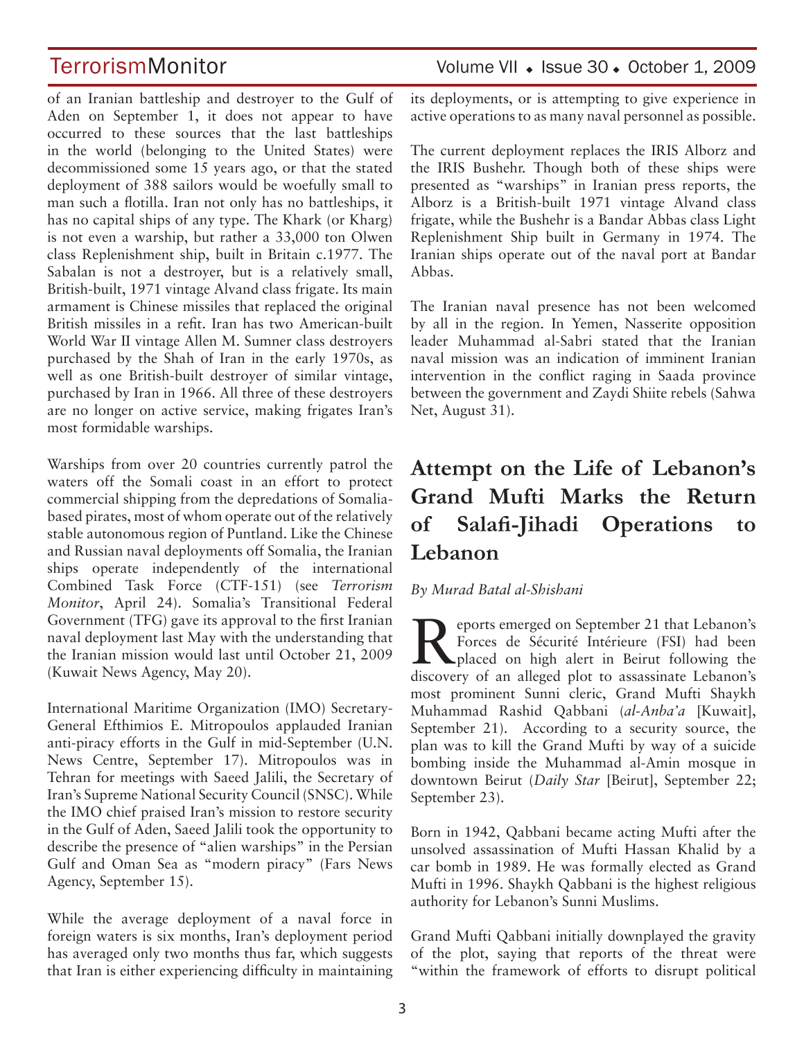of an Iranian battleship and destroyer to the Gulf of Aden on September 1, it does not appear to have occurred to these sources that the last battleships in the world (belonging to the United States) were decommissioned some 15 years ago, or that the stated deployment of 388 sailors would be woefully small to man such a flotilla. Iran not only has no battleships, it has no capital ships of any type. The Khark (or Kharg) is not even a warship, but rather a 33,000 ton Olwen class Replenishment ship, built in Britain c.1977. The Sabalan is not a destroyer, but is a relatively small, British-built, 1971 vintage Alvand class frigate. Its main armament is Chinese missiles that replaced the original British missiles in a refit. Iran has two American-built World War II vintage Allen M. Sumner class destroyers purchased by the Shah of Iran in the early 1970s, as well as one British-built destroyer of similar vintage, purchased by Iran in 1966. All three of these destroyers are no longer on active service, making frigates Iran's most formidable warships.

Warships from over 20 countries currently patrol the waters off the Somali coast in an effort to protect commercial shipping from the depredations of Somalia-based pirates, most of whom operate out of the relatively stable autonomous region of Puntland. Like the Chinese and Russian naval deployments off Somalia, the Iranian ships operate independently of the international Combined Task Force (CTF-151) (see *Terrorism Monitor*, April 24). Somalia's Transitional Federal Government (TFG) gave its approval to the first Iranian naval deployment last May with the understanding that the Iranian mission would last until October 21, 2009 (Kuwait News Agency, May 20).

International Maritime Organization (IMO) Secretary-General Efthimios E. Mitropoulos applauded Iranian anti-piracy efforts in the Gulf in mid-September (U.N. News Centre, September 17). Mitropoulos was in Tehran for meetings with Saeed Jalili, the Secretary of Iran's Supreme National Security Council (SNSC). While the IMO chief praised Iran's mission to restore security in the Gulf of Aden, Saeed Jalili took the opportunity to describe the presence of "alien warships" in the Persian Gulf and Oman Sea as "modern piracy" (Fars News Agency, September 15).

While the average deployment of a naval force in foreign waters is six months, Iran's deployment period has averaged only two months thus far, which suggests that Iran is either experiencing difficulty in maintaining its deployments, or is attempting to give experience in active operations to as many naval personnel as possible.

The current deployment replaces the IRIS Alborz and the IRIS Bushehr. Though both of these ships were presented as "warships" in Iranian press reports, the Alborz is a British-built 1971 vintage Alvand class frigate, while the Bushehr is a Bandar Abbas class Light Replenishment Ship built in Germany in 1974. The Iranian ships operate out of the naval port at Bandar Abbas.

The Iranian naval presence has not been welcomed by all in the region. In Yemen, Nasserite opposition leader Muhammad al-Sabri stated that the Iranian naval mission was an indication of imminent Iranian intervention in the conflict raging in Saada province between the government and Zaydi Shiite rebels (Sahwa Net, August 31).

# Attempt on the Life of Lebanon's Grand Mufti Marks the Return of Salafi-Jihadi Operations to Lebanon

*By Murad Batal al-Shishani*

Reports emerged on September 21 that Lebanon's Forces de Sécurité Intérieure (FSI) had been placed on high alert in Beirut following the discovery of an alleged plot to assassinate Lebanon's most prominent Sunni cleric, Grand Mufti Shaykh Muhammad Rashid Qabbani (*al-Anba'a* [Kuwait], September 21). According to a security source, the plan was to kill the Grand Mufti by way of a suicide bombing inside the Muhammad al-Amin mosque in downtown Beirut (*Daily Star* [Beirut], September 22; September 23).

Born in 1942, Qabbani became acting Mufti after the unsolved assassination of Mufti Hassan Khalid by a car bomb in 1989. He was formally elected as Grand Mufti in 1996. Shaykh Qabbani is the highest religious authority for Lebanon's Sunni Muslims.

Grand Mufti Qabbani initially downplayed the gravity of the plot, saying that reports of the threat were "within the framework of efforts to disrupt political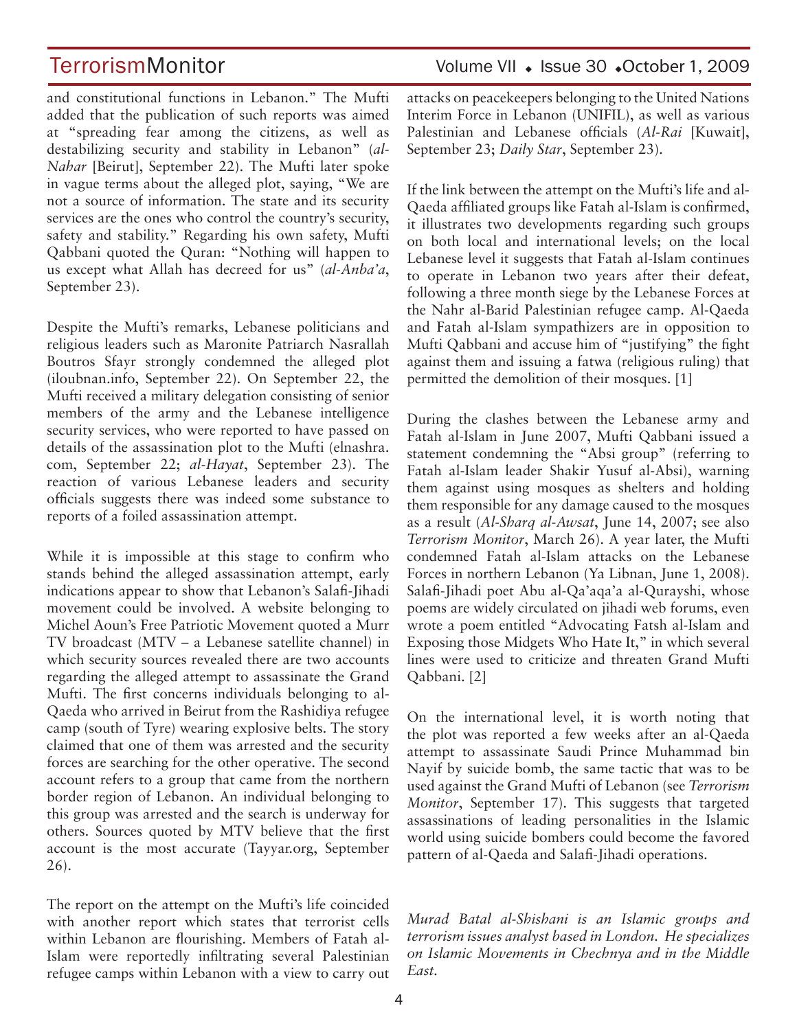and constitutional functions in Lebanon." The Mufti added that the publication of such reports was aimed at "spreading fear among the citizens, as well as destabilizing security and stability in Lebanon" (*al-Nahar* [Beirut], September 22). The Mufti later spoke in vague terms about the alleged plot, saying, "We are not a source of information. The state and its security services are the ones who control the country's security, safety and stability." Regarding his own safety, Mufti Qabbani quoted the Quran: "Nothing will happen to us except what Allah has decreed for us" (*al-Anba'a*, September 23).

Despite the Mufti's remarks, Lebanese politicians and religious leaders such as Maronite Patriarch Nasrallah Boutros Sfayr strongly condemned the alleged plot (iloubnan.info, September 22). On September 22, the Mufti received a military delegation consisting of senior members of the army and the Lebanese intelligence security services, who were reported to have passed on details of the assassination plot to the Mufti (elnashra.com, September 22; *al-Hayat*, September 23). The reaction of various Lebanese leaders and security officials suggests there was indeed some substance to reports of a foiled assassination attempt.

While it is impossible at this stage to confirm who stands behind the alleged assassination attempt, early indications appear to show that Lebanon's Salafi-Jihadi movement could be involved. A website belonging to Michel Aoun's Free Patriotic Movement quoted a Murr TV broadcast (MTV – a Lebanese satellite channel) in which security sources revealed there are two accounts regarding the alleged attempt to assassinate the Grand Mufti. The first concerns individuals belonging to al-Qaeda who arrived in Beirut from the Rashidiya refugee camp (south of Tyre) wearing explosive belts. The story claimed that one of them was arrested and the security forces are searching for the other operative. The second account refers to a group that came from the northern border region of Lebanon. An individual belonging to this group was arrested and the search is underway for others. Sources quoted by MTV believe that the first account is the most accurate (Tayyar.org, September 26).

The report on the attempt on the Mufti's life coincided with another report which states that terrorist cells within Lebanon are flourishing. Members of Fatah al-Islam were reportedly infiltrating several Palestinian refugee camps within Lebanon with a view to carry out attacks on peacekeepers belonging to the United Nations Interim Force in Lebanon (UNIFIL), as well as various Palestinian and Lebanese officials (*Al-Rai* [Kuwait], September 23; *Daily Star*, September 23).

If the link between the attempt on the Mufti's life and al-Qaeda affiliated groups like Fatah al-Islam is confirmed, it illustrates two developments regarding such groups on both local and international levels; on the local Lebanese level it suggests that Fatah al-Islam continues to operate in Lebanon two years after their defeat, following a three month siege by the Lebanese Forces at the Nahr al-Barid Palestinian refugee camp. Al-Qaeda and Fatah al-Islam sympathizers are in opposition to Mufti Qabbani and accuse him of "justifying" the fight against them and issuing a fatwa (religious ruling) that permitted the demolition of their mosques. [1]

During the clashes between the Lebanese army and Fatah al-Islam in June 2007, Mufti Qabbani issued a statement condemning the "Absi group" (referring to Fatah al-Islam leader Shakir Yusuf al-Absi), warning them against using mosques as shelters and holding them responsible for any damage caused to the mosques as a result (*Al-Sharq al-Awsat*, June 14, 2007; see also *Terrorism Monitor*, March 26). A year later, the Mufti condemned Fatah al-Islam attacks on the Lebanese Forces in northern Lebanon (Ya Libnan, June 1, 2008). Salafi-Jihadi poet Abu al-Qa'aqa'a al-Qurayshi, whose poems are widely circulated on jihadi web forums, even wrote a poem entitled "Advocating Fatsh al-Islam and Exposing those Midgets Who Hate It," in which several lines were used to criticize and threaten Grand Mufti Qabbani. [2]

On the international level, it is worth noting that the plot was reported a few weeks after an al-Qaeda attempt to assassinate Saudi Prince Muhammad bin Nayif by suicide bomb, the same tactic that was to be used against the Grand Mufti of Lebanon (see *Terrorism Monitor*, September 17). This suggests that targeted assassinations of leading personalities in the Islamic world using suicide bombers could become the favored pattern of al-Qaeda and Salafi-Jihadi operations.

*Murad Batal al-Shishani is an Islamic groups and terrorism issues analyst based in London. He specializes on Islamic Movements in Chechnya and in the Middle East.*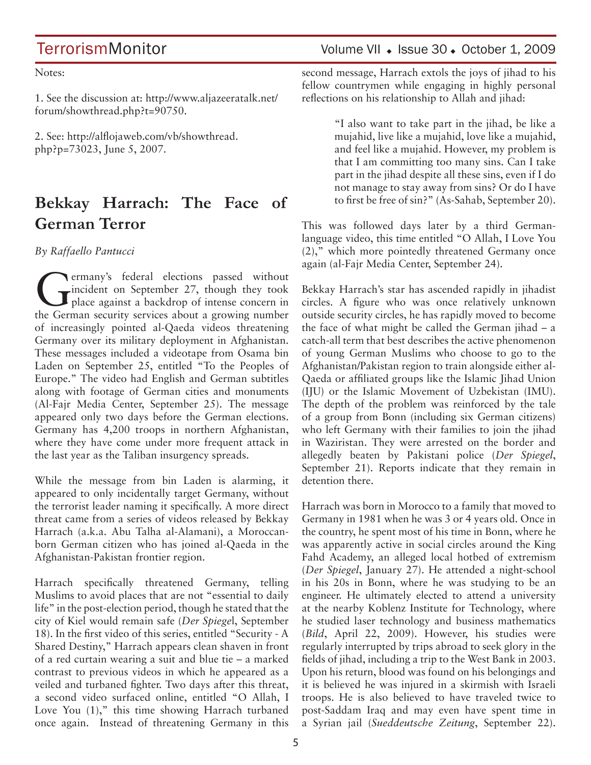Notes:

1. See the discussion at: http://www.aljazeeratalk.net/forum/showthread.php?t=90750.

2. See: http://alflojaweb.com/vb/showthread.php?p=73023, June 5, 2007.

## Bekkay Harrach: The Face of German Terror

*By Raffaello Pantucci*

Germany's federal elections passed without incident on September 27, though they took place against a backdrop of intense concern in the German security services about a growing number of increasingly pointed al-Qaeda videos threatening Germany over its military deployment in Afghanistan. These messages included a videotape from Osama bin Laden on September 25, entitled "To the Peoples of Europe." The video had English and German subtitles along with footage of German cities and monuments (Al-Fajr Media Center, September 25). The message appeared only two days before the German elections. Germany has 4,200 troops in northern Afghanistan, where they have come under more frequent attack in the last year as the Taliban insurgency spreads.

While the message from bin Laden is alarming, it appeared to only incidentally target Germany, without the terrorist leader naming it specifically. A more direct threat came from a series of videos released by Bekkay Harrach (a.k.a. Abu Talha al-Alamani), a Moroccan-born German citizen who has joined al-Qaeda in the Afghanistan-Pakistan frontier region.

Harrach specifically threatened Germany, telling Muslims to avoid places that are not "essential to daily life" in the post-election period, though he stated that the city of Kiel would remain safe (*Der Spiegel*, September 18). In the first video of this series, entitled "Security - A Shared Destiny," Harrach appears clean shaven in front of a red curtain wearing a suit and blue tie – a marked contrast to previous videos in which he appeared as a veiled and turbaned fighter. Two days after this threat, a second video surfaced online, entitled "O Allah, I Love You (1)," this time showing Harrach turbaned once again. Instead of threatening Germany in this second message, Harrach extols the joys of jihad to his fellow countrymen while engaging in highly personal reflections on his relationship to Allah and jihad:

> "I also want to take part in the jihad, be like a mujahid, live like a mujahid, love like a mujahid, and feel like a mujahid. However, my problem is that I am committing too many sins. Can I take part in the jihad despite all these sins, even if I do not manage to stay away from sins? Or do I have to first be free of sin?" (As-Sahab, September 20).

This was followed days later by a third German-language video, this time entitled "O Allah, I Love You (2)," which more pointedly threatened Germany once again (al-Fajr Media Center, September 24).

Bekkay Harrach's star has ascended rapidly in jihadist circles. A figure who was once relatively unknown outside security circles, he has rapidly moved to become the face of what might be called the German jihad – a catch-all term that best describes the active phenomenon of young German Muslims who choose to go to the Afghanistan/Pakistan region to train alongside either al-Qaeda or affiliated groups like the Islamic Jihad Union (IJU) or the Islamic Movement of Uzbekistan (IMU). The depth of the problem was reinforced by the tale of a group from Bonn (including six German citizens) who left Germany with their families to join the jihad in Waziristan. They were arrested on the border and allegedly beaten by Pakistani police (*Der Spiegel*, September 21). Reports indicate that they remain in detention there.

Harrach was born in Morocco to a family that moved to Germany in 1981 when he was 3 or 4 years old. Once in the country, he spent most of his time in Bonn, where he was apparently active in social circles around the King Fahd Academy, an alleged local hotbed of extremism (*Der Spiegel*, January 27). He attended a night-school in his 20s in Bonn, where he was studying to be an engineer. He ultimately elected to attend a university at the nearby Koblenz Institute for Technology, where he studied laser technology and business mathematics (*Bild*, April 22, 2009). However, his studies were regularly interrupted by trips abroad to seek glory in the fields of jihad, including a trip to the West Bank in 2003. Upon his return, blood was found on his belongings and it is believed he was injured in a skirmish with Israeli troops. He is also believed to have traveled twice to post-Saddam Iraq and may even have spent time in a Syrian jail (*Sueddeutsche Zeitung*, September 22).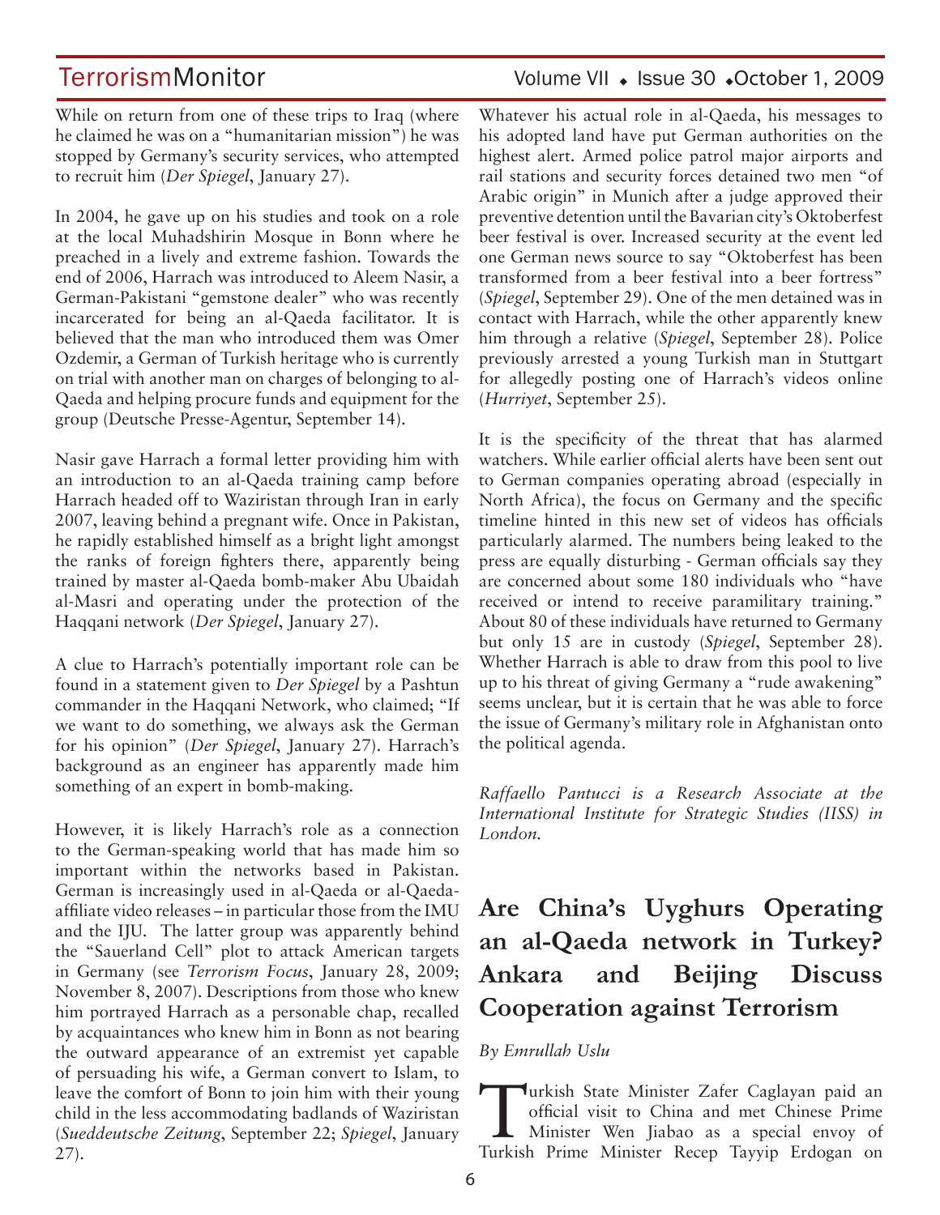While on return from one of these trips to Iraq (where he claimed he was on a "humanitarian mission") he was stopped by Germany's security services, who attempted to recruit him (*Der Spiegel*, January 27).

In 2004, he gave up on his studies and took on a role at the local Muhadshirin Mosque in Bonn where he preached in a lively and extreme fashion. Towards the end of 2006, Harrach was introduced to Aleem Nasir, a German-Pakistani "gemstone dealer" who was recently incarcerated for being an al-Qaeda facilitator. It is believed that the man who introduced them was Omer Ozdemir, a German of Turkish heritage who is currently on trial with another man on charges of belonging to al-Qaeda and helping procure funds and equipment for the group (Deutsche Presse-Agentur, September 14).

Nasir gave Harrach a formal letter providing him with an introduction to an al-Qaeda training camp before Harrach headed off to Waziristan through Iran in early 2007, leaving behind a pregnant wife. Once in Pakistan, he rapidly established himself as a bright light amongst the ranks of foreign fighters there, apparently being trained by master al-Qaeda bomb-maker Abu Ubaidah al-Masri and operating under the protection of the Haqqani network (*Der Spiegel*, January 27).

A clue to Harrach's potentially important role can be found in a statement given to *Der Spiegel* by a Pashtun commander in the Haqqani Network, who claimed; "If we want to do something, we always ask the German for his opinion" (*Der Spiegel*, January 27). Harrach's background as an engineer has apparently made him something of an expert in bomb-making.

However, it is likely Harrach's role as a connection to the German-speaking world that has made him so important within the networks based in Pakistan. German is increasingly used in al-Qaeda or al-Qaeda-affiliate video releases – in particular those from the IMU and the IJU. The latter group was apparently behind the "Sauerland Cell" plot to attack American targets in Germany (see *Terrorism Focus*, January 28, 2009; November 8, 2007). Descriptions from those who knew him portrayed Harrach as a personable chap, recalled by acquaintances who knew him in Bonn as not bearing the outward appearance of an extremist yet capable of persuading his wife, a German convert to Islam, to leave the comfort of Bonn to join him with their young child in the less accommodating badlands of Waziristan (*Sueddeutsche Zeitung*, September 22; *Spiegel*, January 27).

Whatever his actual role in al-Qaeda, his messages to his adopted land have put German authorities on the highest alert. Armed police patrol major airports and rail stations and security forces detained two men "of Arabic origin" in Munich after a judge approved their preventive detention until the Bavarian city's Oktoberfest beer festival is over. Increased security at the event led one German news source to say "Oktoberfest has been transformed from a beer festival into a beer fortress" (*Spiegel*, September 29). One of the men detained was in contact with Harrach, while the other apparently knew him through a relative (*Spiegel*, September 28). Police previously arrested a young Turkish man in Stuttgart for allegedly posting one of Harrach's videos online (*Hurriyet*, September 25).

It is the specificity of the threat that has alarmed watchers. While earlier official alerts have been sent out to German companies operating abroad (especially in North Africa), the focus on Germany and the specific timeline hinted in this new set of videos has officials particularly alarmed. The numbers being leaked to the press are equally disturbing - German officials say they are concerned about some 180 individuals who "have received or intend to receive paramilitary training." About 80 of these individuals have returned to Germany but only 15 are in custody (*Spiegel*, September 28). Whether Harrach is able to draw from this pool to live up to his threat of giving Germany a "rude awakening" seems unclear, but it is certain that he was able to force the issue of Germany's military role in Afghanistan onto the political agenda.

*Raffaello Pantucci is a Research Associate at the International Institute for Strategic Studies (IISS) in London.*

# Are China's Uyghurs Operating an al-Qaeda network in Turkey? Ankara and Beijing Discuss Cooperation against Terrorism

*By Emrullah Uslu*

Turkish State Minister Zafer Caglayan paid an official visit to China and met Chinese Prime Minister Wen Jiabao as a special envoy of Turkish Prime Minister Recep Tayyip Erdogan on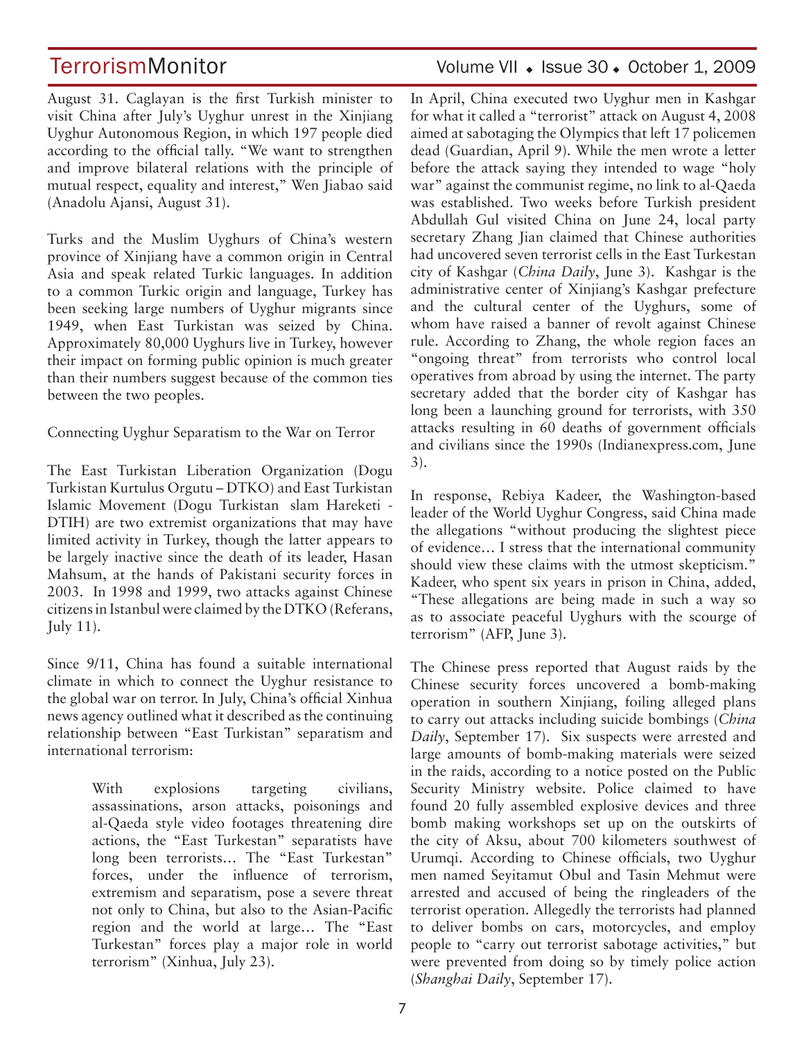August 31. Caglayan is the first Turkish minister to visit China after July's Uyghur unrest in the Xinjiang Uyghur Autonomous Region, in which 197 people died according to the official tally. "We want to strengthen and improve bilateral relations with the principle of mutual respect, equality and interest," Wen Jiabao said (Anadolu Ajansi, August 31).

Turks and the Muslim Uyghurs of China's western province of Xinjiang have a common origin in Central Asia and speak related Turkic languages. In addition to a common Turkic origin and language, Turkey has been seeking large numbers of Uyghur migrants since 1949, when East Turkistan was seized by China. Approximately 80,000 Uyghurs live in Turkey, however their impact on forming public opinion is much greater than their numbers suggest because of the common ties between the two peoples.

## Connecting Uyghur Separatism to the War on Terror

The East Turkistan Liberation Organization (Dogu Turkistan Kurtulus Orgutu – DTKO) and East Turkistan Islamic Movement (Dogu Turkistan slam Hareketi - DTIH) are two extremist organizations that may have limited activity in Turkey, though the latter appears to be largely inactive since the death of its leader, Hasan Mahsum, at the hands of Pakistani security forces in 2003. In 1998 and 1999, two attacks against Chinese citizens in Istanbul were claimed by the DTKO (Referans, July 11).

Since 9/11, China has found a suitable international climate in which to connect the Uyghur resistance to the global war on terror. In July, China's official Xinhua news agency outlined what it described as the continuing relationship between "East Turkistan" separatism and international terrorism:

> With explosions targeting civilians, assassinations, arson attacks, poisonings and al-Qaeda style video footages threatening dire actions, the "East Turkestan" separatists have long been terrorists… The "East Turkestan" forces, under the influence of terrorism, extremism and separatism, pose a severe threat not only to China, but also to the Asian-Pacific region and the world at large… The "East Turkestan" forces play a major role in world terrorism" (Xinhua, July 23).

In April, China executed two Uyghur men in Kashgar for what it called a "terrorist" attack on August 4, 2008 aimed at sabotaging the Olympics that left 17 policemen dead (Guardian, April 9). While the men wrote a letter before the attack saying they intended to wage "holy war" against the communist regime, no link to al-Qaeda was established. Two weeks before Turkish president Abdullah Gul visited China on June 24, local party secretary Zhang Jian claimed that Chinese authorities had uncovered seven terrorist cells in the East Turkestan city of Kashgar (*China Daily*, June 3). Kashgar is the administrative center of Xinjiang's Kashgar prefecture and the cultural center of the Uyghurs, some of whom have raised a banner of revolt against Chinese rule. According to Zhang, the whole region faces an "ongoing threat" from terrorists who control local operatives from abroad by using the internet. The party secretary added that the border city of Kashgar has long been a launching ground for terrorists, with 350 attacks resulting in 60 deaths of government officials and civilians since the 1990s (Indianexpress.com, June 3).

In response, Rebiya Kadeer, the Washington-based leader of the World Uyghur Congress, said China made the allegations "without producing the slightest piece of evidence… I stress that the international community should view these claims with the utmost skepticism." Kadeer, who spent six years in prison in China, added, "These allegations are being made in such a way so as to associate peaceful Uyghurs with the scourge of terrorism" (AFP, June 3).

The Chinese press reported that August raids by the Chinese security forces uncovered a bomb-making operation in southern Xinjiang, foiling alleged plans to carry out attacks including suicide bombings (*China Daily*, September 17). Six suspects were arrested and large amounts of bomb-making materials were seized in the raids, according to a notice posted on the Public Security Ministry website. Police claimed to have found 20 fully assembled explosive devices and three bomb making workshops set up on the outskirts of the city of Aksu, about 700 kilometers southwest of Urumqi. According to Chinese officials, two Uyghur men named Seyitamut Obul and Tasin Mehmut were arrested and accused of being the ringleaders of the terrorist operation. Allegedly the terrorists had planned to deliver bombs on cars, motorcycles, and employ people to "carry out terrorist sabotage activities," but were prevented from doing so by timely police action (*Shanghai Daily*, September 17).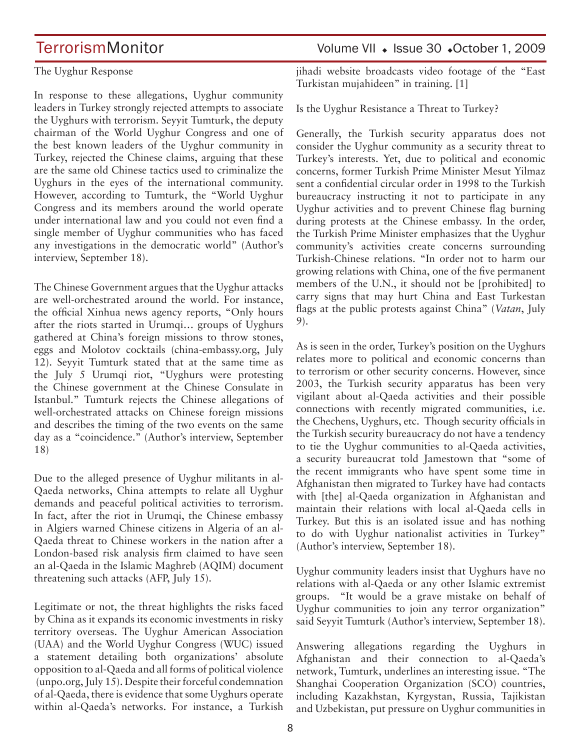### The Uyghur Response

In response to these allegations, Uyghur community leaders in Turkey strongly rejected attempts to associate the Uyghurs with terrorism. Seyyit Tumturk, the deputy chairman of the World Uyghur Congress and one of the best known leaders of the Uyghur community in Turkey, rejected the Chinese claims, arguing that these are the same old Chinese tactics used to criminalize the Uyghurs in the eyes of the international community. However, according to Tumturk, the "World Uyghur Congress and its members around the world operate under international law and you could not even find a single member of Uyghur communities who has faced any investigations in the democratic world" (Author's interview, September 18).

The Chinese Government argues that the Uyghur attacks are well-orchestrated around the world. For instance, the official Xinhua news agency reports, "Only hours after the riots started in Urumqi… groups of Uyghurs gathered at China's foreign missions to throw stones, eggs and Molotov cocktails (china-embassy.org, July 12). Seyyit Tumturk stated that at the same time as the July 5 Urumqi riot, "Uyghurs were protesting the Chinese government at the Chinese Consulate in Istanbul." Tumturk rejects the Chinese allegations of well-orchestrated attacks on Chinese foreign missions and describes the timing of the two events on the same day as a "coincidence." (Author's interview, September 18)

Due to the alleged presence of Uyghur militants in al-Qaeda networks, China attempts to relate all Uyghur demands and peaceful political activities to terrorism. In fact, after the riot in Urumqi, the Chinese embassy in Algiers warned Chinese citizens in Algeria of an al-Qaeda threat to Chinese workers in the nation after a London-based risk analysis firm claimed to have seen an al-Qaeda in the Islamic Maghreb (AQIM) document threatening such attacks (AFP, July 15).

Legitimate or not, the threat highlights the risks faced by China as it expands its economic investments in risky territory overseas. The Uyghur American Association (UAA) and the World Uyghur Congress (WUC) issued a statement detailing both organizations' absolute opposition to al-Qaeda and all forms of political violence (unpo.org, July 15). Despite their forceful condemnation of al-Qaeda, there is evidence that some Uyghurs operate within al-Qaeda's networks. For instance, a Turkish jihadi website broadcasts video footage of the "East Turkistan mujahideen" in training. [1]

### Is the Uyghur Resistance a Threat to Turkey?

Generally, the Turkish security apparatus does not consider the Uyghur community as a security threat to Turkey's interests. Yet, due to political and economic concerns, former Turkish Prime Minister Mesut Yilmaz sent a confidential circular order in 1998 to the Turkish bureaucracy instructing it not to participate in any Uyghur activities and to prevent Chinese flag burning during protests at the Chinese embassy. In the order, the Turkish Prime Minister emphasizes that the Uyghur community's activities create concerns surrounding Turkish-Chinese relations. "In order not to harm our growing relations with China, one of the five permanent members of the U.N., it should not be [prohibited] to carry signs that may hurt China and East Turkestan flags at the public protests against China" (*Vatan*, July 9).

As is seen in the order, Turkey's position on the Uyghurs relates more to political and economic concerns than to terrorism or other security concerns. However, since 2003, the Turkish security apparatus has been very vigilant about al-Qaeda activities and their possible connections with recently migrated communities, i.e. the Chechens, Uyghurs, etc. Though security officials in the Turkish security bureaucracy do not have a tendency to tie the Uyghur communities to al-Qaeda activities, a security bureaucrat told Jamestown that "some of the recent immigrants who have spent some time in Afghanistan then migrated to Turkey have had contacts with [the] al-Qaeda organization in Afghanistan and maintain their relations with local al-Qaeda cells in Turkey. But this is an isolated issue and has nothing to do with Uyghur nationalist activities in Turkey" (Author's interview, September 18).

Uyghur community leaders insist that Uyghurs have no relations with al-Qaeda or any other Islamic extremist groups. "It would be a grave mistake on behalf of Uyghur communities to join any terror organization" said Seyyit Tumturk (Author's interview, September 18).

Answering allegations regarding the Uyghurs in Afghanistan and their connection to al-Qaeda's network, Tumturk, underlines an interesting issue. "The Shanghai Cooperation Organization (SCO) countries, including Kazakhstan, Kyrgystan, Russia, Tajikistan and Uzbekistan, put pressure on Uyghur communities in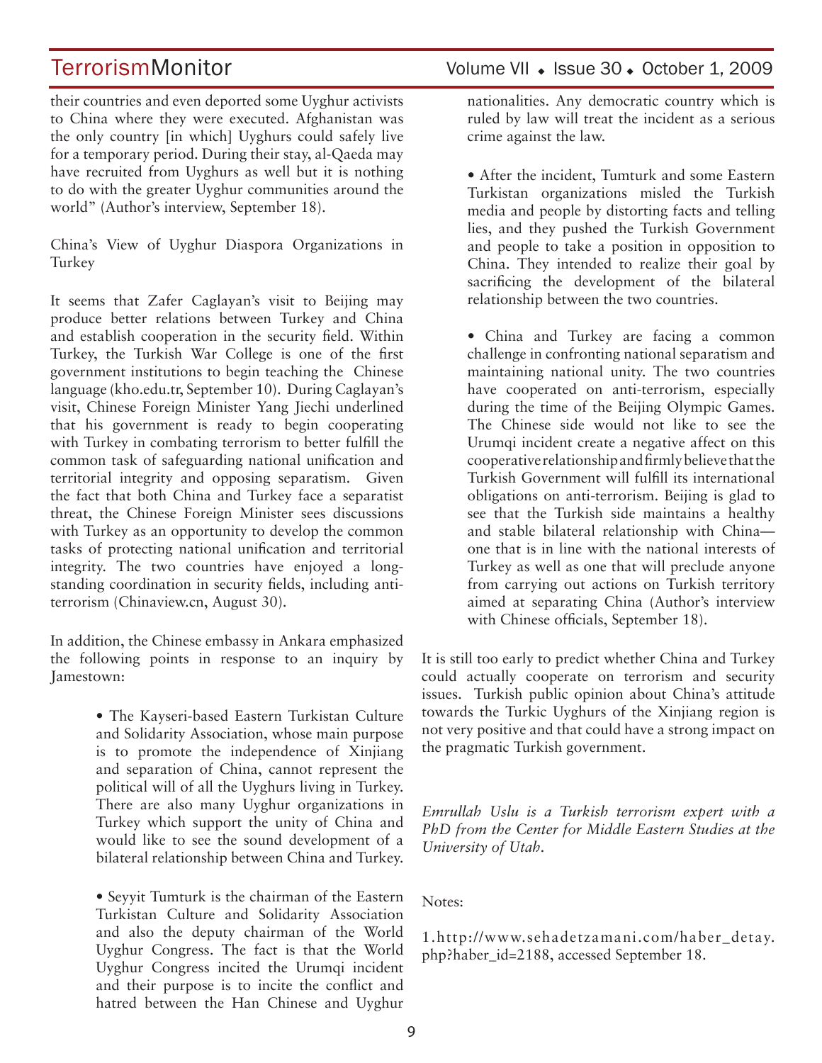their countries and even deported some Uyghur activists to China where they were executed. Afghanistan was the only country [in which] Uyghurs could safely live for a temporary period. During their stay, al-Qaeda may have recruited from Uyghurs as well but it is nothing to do with the greater Uyghur communities around the world" (Author's interview, September 18).

## China's View of Uyghur Diaspora Organizations in Turkey

It seems that Zafer Caglayan's visit to Beijing may produce better relations between Turkey and China and establish cooperation in the security field. Within Turkey, the Turkish War College is one of the first government institutions to begin teaching the Chinese language (kho.edu.tr, September 10). During Caglayan's visit, Chinese Foreign Minister Yang Jiechi underlined that his government is ready to begin cooperating with Turkey in combating terrorism to better fulfill the common task of safeguarding national unification and territorial integrity and opposing separatism. Given the fact that both China and Turkey face a separatist threat, the Chinese Foreign Minister sees discussions with Turkey as an opportunity to develop the common tasks of protecting national unification and territorial integrity. The two countries have enjoyed a long-standing coordination in security fields, including anti-terrorism (Chinaview.cn, August 30).

In addition, the Chinese embassy in Ankara emphasized the following points in response to an inquiry by Jamestown:

> • The Kayseri-based Eastern Turkistan Culture and Solidarity Association, whose main purpose is to promote the independence of Xinjiang and separation of China, cannot represent the political will of all the Uyghurs living in Turkey. There are also many Uyghur organizations in Turkey which support the unity of China and would like to see the sound development of a bilateral relationship between China and Turkey.
>
> • Seyyit Tumturk is the chairman of the Eastern Turkistan Culture and Solidarity Association and also the deputy chairman of the World Uyghur Congress. The fact is that the World Uyghur Congress incited the Urumqi incident and their purpose is to incite the conflict and hatred between the Han Chinese and Uyghur nationalities. Any democratic country which is ruled by law will treat the incident as a serious crime against the law.
>
> • After the incident, Tumturk and some Eastern Turkistan organizations misled the Turkish media and people by distorting facts and telling lies, and they pushed the Turkish Government and people to take a position in opposition to China. They intended to realize their goal by sacrificing the development of the bilateral relationship between the two countries.
>
> • China and Turkey are facing a common challenge in confronting national separatism and maintaining national unity. The two countries have cooperated on anti-terrorism, especially during the time of the Beijing Olympic Games. The Chinese side would not like to see the Urumqi incident create a negative affect on this cooperative relationship and firmly believe that the Turkish Government will fulfill its international obligations on anti-terrorism. Beijing is glad to see that the Turkish side maintains a healthy and stable bilateral relationship with China—one that is in line with the national interests of Turkey as well as one that will preclude anyone from carrying out actions on Turkish territory aimed at separating China (Author's interview with Chinese officials, September 18).

It is still too early to predict whether China and Turkey could actually cooperate on terrorism and security issues. Turkish public opinion about China's attitude towards the Turkic Uyghurs of the Xinjiang region is not very positive and that could have a strong impact on the pragmatic Turkish government.

*Emrullah Uslu is a Turkish terrorism expert with a PhD from the Center for Middle Eastern Studies at the University of Utah.*

Notes:

1. http://www.sehadetzamani.com/haber_detay.php?haber_id=2188, accessed September 18.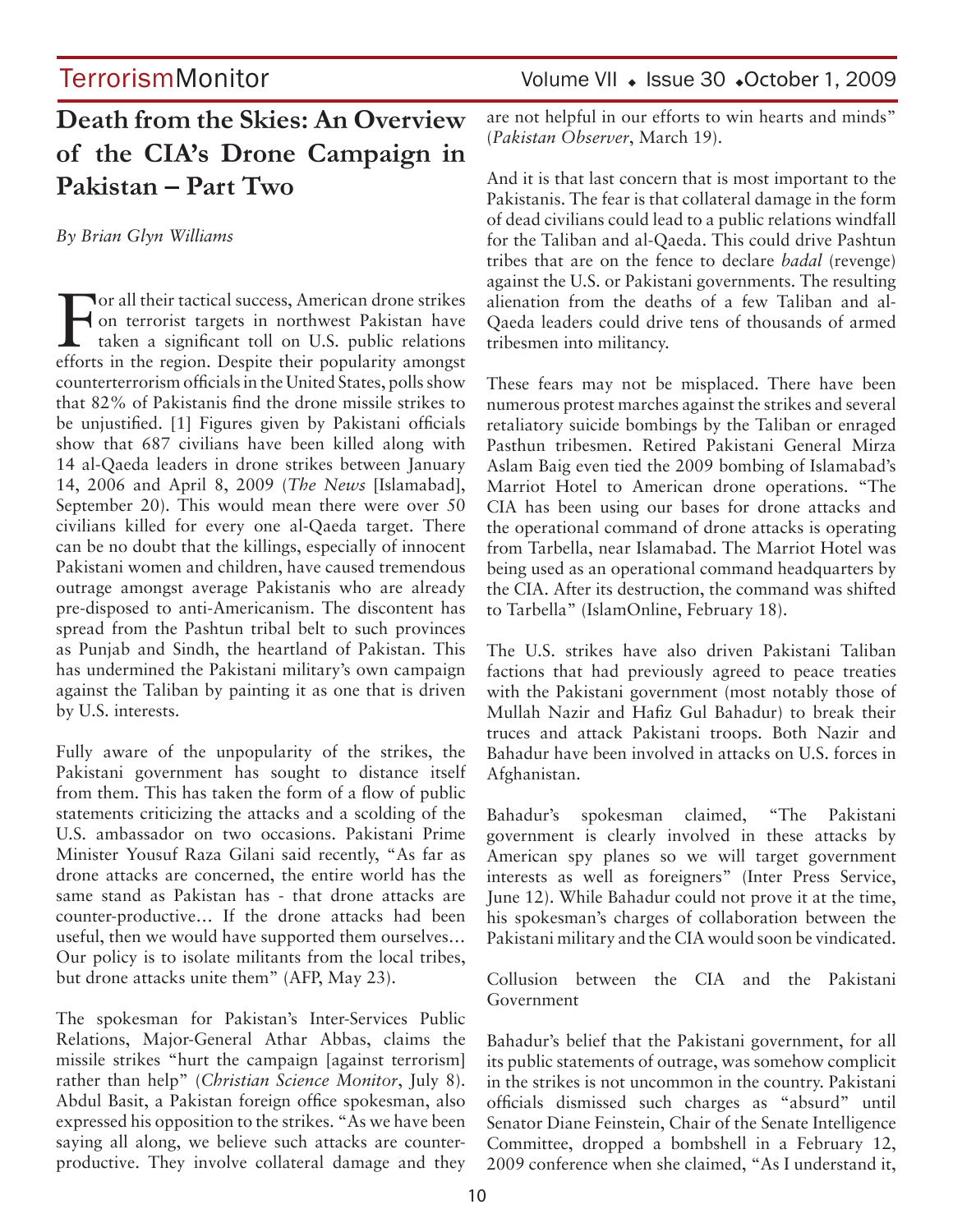# Death from the Skies: An Overview of the CIA's Drone Campaign in Pakistan – Part Two

*By Brian Glyn Williams*

For all their tactical success, American drone strikes on terrorist targets in northwest Pakistan have taken a significant toll on U.S. public relations efforts in the region. Despite their popularity amongst counterterrorism officials in the United States, polls show that 82% of Pakistanis find the drone missile strikes to be unjustified. [1] Figures given by Pakistani officials show that 687 civilians have been killed along with 14 al-Qaeda leaders in drone strikes between January 14, 2006 and April 8, 2009 (*The News* [Islamabad], September 20). This would mean there were over 50 civilians killed for every one al-Qaeda target. There can be no doubt that the killings, especially of innocent Pakistani women and children, have caused tremendous outrage amongst average Pakistanis who are already pre-disposed to anti-Americanism. The discontent has spread from the Pashtun tribal belt to such provinces as Punjab and Sindh, the heartland of Pakistan. This has undermined the Pakistani military's own campaign against the Taliban by painting it as one that is driven by U.S. interests.

Fully aware of the unpopularity of the strikes, the Pakistani government has sought to distance itself from them. This has taken the form of a flow of public statements criticizing the attacks and a scolding of the U.S. ambassador on two occasions. Pakistani Prime Minister Yousuf Raza Gilani said recently, "As far as drone attacks are concerned, the entire world has the same stand as Pakistan has - that drone attacks are counter-productive… If the drone attacks had been useful, then we would have supported them ourselves… Our policy is to isolate militants from the local tribes, but drone attacks unite them" (AFP, May 23).

The spokesman for Pakistan's Inter-Services Public Relations, Major-General Athar Abbas, claims the missile strikes "hurt the campaign [against terrorism] rather than help" (*Christian Science Monitor*, July 8). Abdul Basit, a Pakistan foreign office spokesman, also expressed his opposition to the strikes. "As we have been saying all along, we believe such attacks are counter-productive. They involve collateral damage and they are not helpful in our efforts to win hearts and minds" (*Pakistan Observer*, March 19).

And it is that last concern that is most important to the Pakistanis. The fear is that collateral damage in the form of dead civilians could lead to a public relations windfall for the Taliban and al-Qaeda. This could drive Pashtun tribes that are on the fence to declare *badal* (revenge) against the U.S. or Pakistani governments. The resulting alienation from the deaths of a few Taliban and al-Qaeda leaders could drive tens of thousands of armed tribesmen into militancy.

These fears may not be misplaced. There have been numerous protest marches against the strikes and several retaliatory suicide bombings by the Taliban or enraged Pasthun tribesmen. Retired Pakistani General Mirza Aslam Baig even tied the 2009 bombing of Islamabad's Marriot Hotel to American drone operations. "The CIA has been using our bases for drone attacks and the operational command of drone attacks is operating from Tarbella, near Islamabad. The Marriot Hotel was being used as an operational command headquarters by the CIA. After its destruction, the command was shifted to Tarbella" (IslamOnline, February 18).

The U.S. strikes have also driven Pakistani Taliban factions that had previously agreed to peace treaties with the Pakistani government (most notably those of Mullah Nazir and Hafiz Gul Bahadur) to break their truces and attack Pakistani troops. Both Nazir and Bahadur have been involved in attacks on U.S. forces in Afghanistan.

Bahadur's spokesman claimed, "The Pakistani government is clearly involved in these attacks by American spy planes so we will target government interests as well as foreigners" (Inter Press Service, June 12). While Bahadur could not prove it at the time, his spokesman's charges of collaboration between the Pakistani military and the CIA would soon be vindicated.

## Collusion between the CIA and the Pakistani Government

Bahadur's belief that the Pakistani government, for all its public statements of outrage, was somehow complicit in the strikes is not uncommon in the country. Pakistani officials dismissed such charges as "absurd" until Senator Diane Feinstein, Chair of the Senate Intelligence Committee, dropped a bombshell in a February 12, 2009 conference when she claimed, "As I understand it,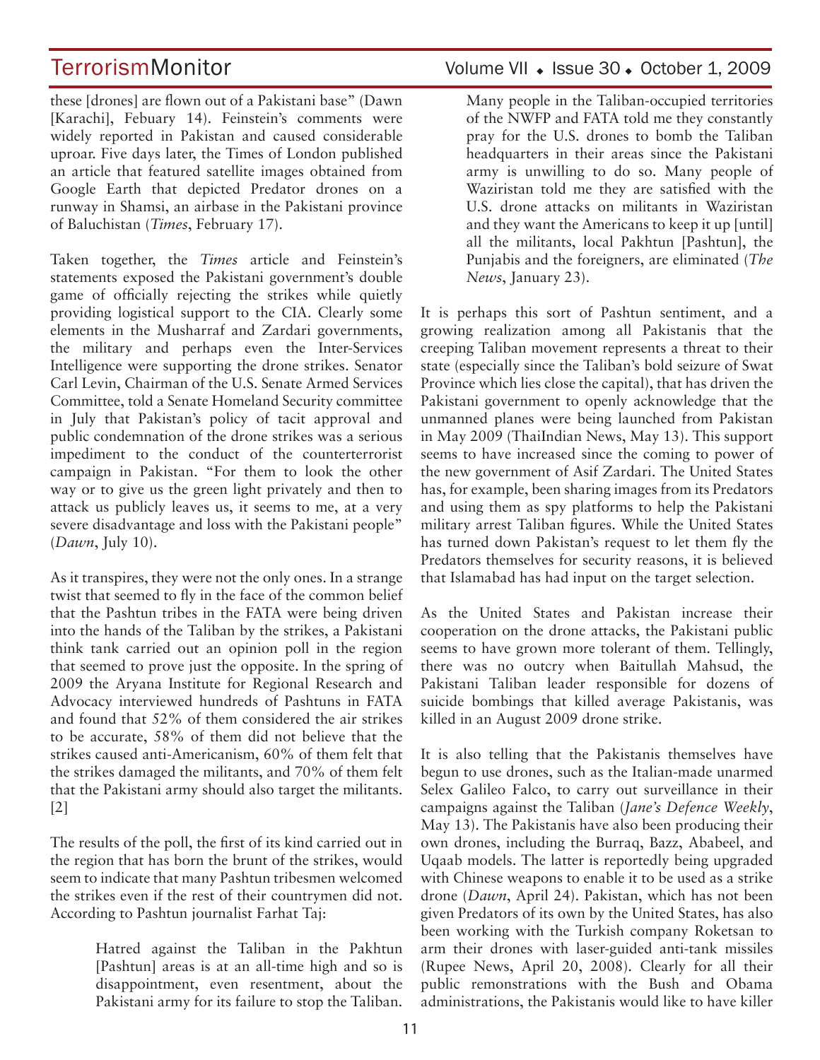these [drones] are flown out of a Pakistani base" (Dawn [Karachi], Febuary 14). Feinstein's comments were widely reported in Pakistan and caused considerable uproar. Five days later, the Times of London published an article that featured satellite images obtained from Google Earth that depicted Predator drones on a runway in Shamsi, an airbase in the Pakistani province of Baluchistan (*Times*, February 17).

Taken together, the *Times* article and Feinstein's statements exposed the Pakistani government's double game of officially rejecting the strikes while quietly providing logistical support to the CIA. Clearly some elements in the Musharraf and Zardari governments, the military and perhaps even the Inter-Services Intelligence were supporting the drone strikes. Senator Carl Levin, Chairman of the U.S. Senate Armed Services Committee, told a Senate Homeland Security committee in July that Pakistan's policy of tacit approval and public condemnation of the drone strikes was a serious impediment to the conduct of the counterterrorist campaign in Pakistan. "For them to look the other way or to give us the green light privately and then to attack us publicly leaves us, it seems to me, at a very severe disadvantage and loss with the Pakistani people" (*Dawn*, July 10).

As it transpires, they were not the only ones. In a strange twist that seemed to fly in the face of the common belief that the Pashtun tribes in the FATA were being driven into the hands of the Taliban by the strikes, a Pakistani think tank carried out an opinion poll in the region that seemed to prove just the opposite. In the spring of 2009 the Aryana Institute for Regional Research and Advocacy interviewed hundreds of Pashtuns in FATA and found that 52% of them considered the air strikes to be accurate, 58% of them did not believe that the strikes caused anti-Americanism, 60% of them felt that the strikes damaged the militants, and 70% of them felt that the Pakistani army should also target the militants. [2]

The results of the poll, the first of its kind carried out in the region that has born the brunt of the strikes, would seem to indicate that many Pashtun tribesmen welcomed the strikes even if the rest of their countrymen did not. According to Pashtun journalist Farhat Taj:

> Hatred against the Taliban in the Pakhtun [Pashtun] areas is at an all-time high and so is disappointment, even resentment, about the Pakistani army for its failure to stop the Taliban. Many people in the Taliban-occupied territories of the NWFP and FATA told me they constantly pray for the U.S. drones to bomb the Taliban headquarters in their areas since the Pakistani army is unwilling to do so. Many people of Waziristan told me they are satisfied with the U.S. drone attacks on militants in Waziristan and they want the Americans to keep it up [until] all the militants, local Pakhtun [Pashtun], the Punjabis and the foreigners, are eliminated (*The News*, January 23).

It is perhaps this sort of Pashtun sentiment, and a growing realization among all Pakistanis that the creeping Taliban movement represents a threat to their state (especially since the Taliban's bold seizure of Swat Province which lies close the capital), that has driven the Pakistani government to openly acknowledge that the unmanned planes were being launched from Pakistan in May 2009 (ThaiIndian News, May 13). This support seems to have increased since the coming to power of the new government of Asif Zardari. The United States has, for example, been sharing images from its Predators and using them as spy platforms to help the Pakistani military arrest Taliban figures. While the United States has turned down Pakistan's request to let them fly the Predators themselves for security reasons, it is believed that Islamabad has had input on the target selection.

As the United States and Pakistan increase their cooperation on the drone attacks, the Pakistani public seems to have grown more tolerant of them. Tellingly, there was no outcry when Baitullah Mahsud, the Pakistani Taliban leader responsible for dozens of suicide bombings that killed average Pakistanis, was killed in an August 2009 drone strike.

It is also telling that the Pakistanis themselves have begun to use drones, such as the Italian-made unarmed Selex Galileo Falco, to carry out surveillance in their campaigns against the Taliban (*Jane's Defence Weekly*, May 13). The Pakistanis have also been producing their own drones, including the Burraq, Bazz, Ababeel, and Uqaab models. The latter is reportedly being upgraded with Chinese weapons to enable it to be used as a strike drone (*Dawn*, April 24). Pakistan, which has not been given Predators of its own by the United States, has also been working with the Turkish company Roketsan to arm their drones with laser-guided anti-tank missiles (Rupee News, April 20, 2008). Clearly for all their public remonstrations with the Bush and Obama administrations, the Pakistanis would like to have killer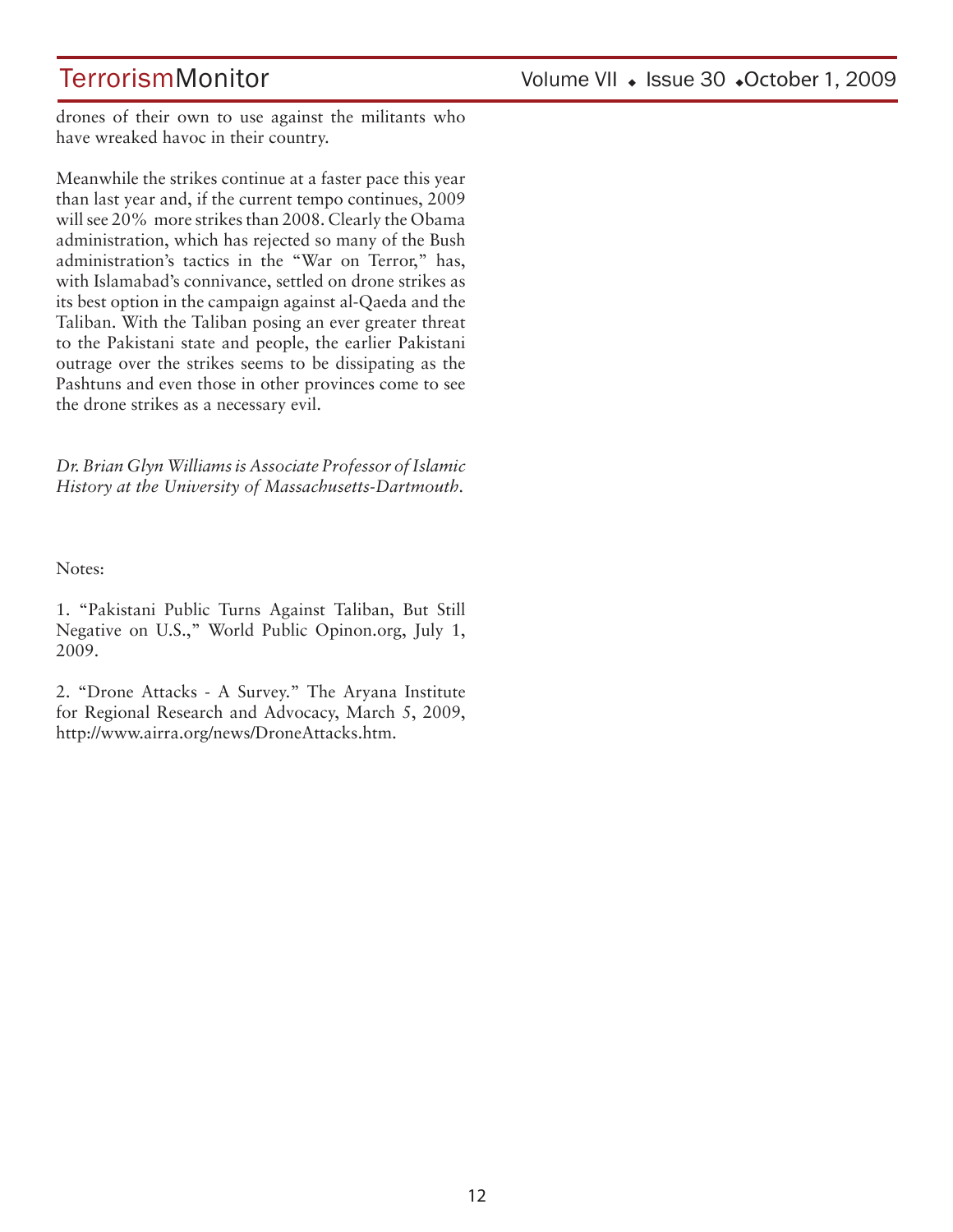drones of their own to use against the militants who have wreaked havoc in their country.

Meanwhile the strikes continue at a faster pace this year than last year and, if the current tempo continues, 2009 will see 20% more strikes than 2008. Clearly the Obama administration, which has rejected so many of the Bush administration's tactics in the "War on Terror," has, with Islamabad's connivance, settled on drone strikes as its best option in the campaign against al-Qaeda and the Taliban. With the Taliban posing an ever greater threat to the Pakistani state and people, the earlier Pakistani outrage over the strikes seems to be dissipating as the Pashtuns and even those in other provinces come to see the drone strikes as a necessary evil.

*Dr. Brian Glyn Williams is Associate Professor of Islamic History at the University of Massachusetts-Dartmouth.*

Notes:

1. "Pakistani Public Turns Against Taliban, But Still Negative on U.S.," World Public Opinon.org, July 1, 2009.

2. "Drone Attacks - A Survey." The Aryana Institute for Regional Research and Advocacy, March 5, 2009, http://www.airra.org/news/DroneAttacks.htm.